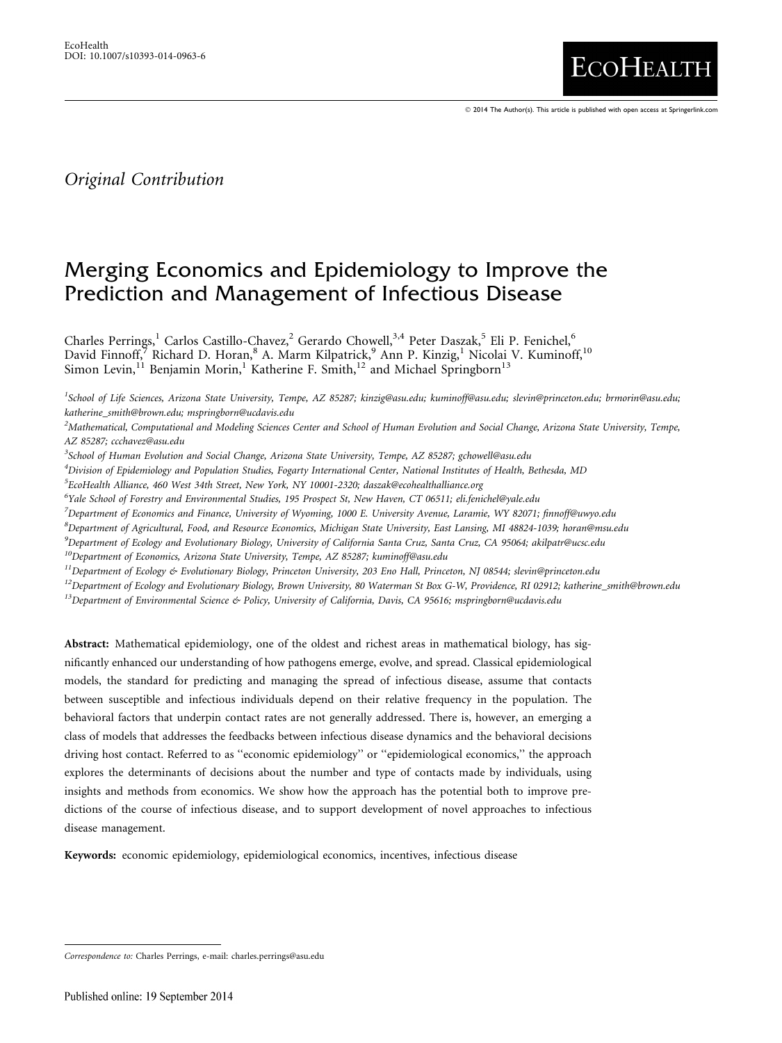*Original Contribution*

# Merging Economics and Epidemiology to Improve the Prediction and Management of Infectious Disease

Charles Perrings,[1] Carlos Castillo-Chavez,[2] Gerardo Chowell,[3,4] Peter Daszak,[5] Eli P. Fenichel,[6] David Finnoff,[7] Richard D. Horan,[8] A. Marm Kilpatrick,[9] Ann P. Kinzig,[1] Nicolai V. Kuminoff,[10] Simon Levin,[11] Benjamin Morin,[1] Katherine F. Smith,[12] and Michael Springborn[13]

[1]School of Life Sciences, Arizona State University, Tempe, AZ 85287; kinzig@asu.edu; kuminoff@asu.edu; slevin@princeton.edu; brmorin@asu.edu; katherine_smith@brown.edu; mspringborn@ucdavis.edu

[2]Mathematical, Computational and Modeling Sciences Center and School of Human Evolution and Social Change, Arizona State University, Tempe, AZ 85287; ccchavez@asu.edu

[3]School of Human Evolution and Social Change, Arizona State University, Tempe, AZ 85287; gchowell@asu.edu

[4]Division of Epidemiology and Population Studies, Fogarty International Center, National Institutes of Health, Bethesda, MD

[5]EcoHealth Alliance, 460 West 34th Street, New York, NY 10001-2320; daszak@ecohealthalliance.org

[6]Yale School of Forestry and Environmental Studies, 195 Prospect St, New Haven, CT 06511; eli.fenichel@yale.edu

[7]Department of Economics and Finance, University of Wyoming, 1000 E. University Avenue, Laramie, WY 82071; finnoff@uwyo.edu

[8]Department of Agricultural, Food, and Resource Economics, Michigan State University, East Lansing, MI 48824-1039; horan@msu.edu

[9]Department of Ecology and Evolutionary Biology, University of California Santa Cruz, Santa Cruz, CA 95064; akilpatr@ucsc.edu

[10]Department of Economics, Arizona State University, Tempe, AZ 85287; kuminoff@asu.edu

[11]Department of Ecology & Evolutionary Biology, Princeton University, 203 Eno Hall, Princeton, NJ 08544; slevin@princeton.edu

[12]Department of Ecology and Evolutionary Biology, Brown University, 80 Waterman St Box G-W, Providence, RI 02912; katherine_smith@brown.edu

[13]Department of Environmental Science & Policy, University of California, Davis, CA 95616; mspringborn@ucdavis.edu

**Abstract:** Mathematical epidemiology, one of the oldest and richest areas in mathematical biology, has significantly enhanced our understanding of how pathogens emerge, evolve, and spread. Classical epidemiological models, the standard for predicting and managing the spread of infectious disease, assume that contacts between susceptible and infectious individuals depend on their relative frequency in the population. The behavioral factors that underpin contact rates are not generally addressed. There is, however, an emerging a class of models that addresses the feedbacks between infectious disease dynamics and the behavioral decisions driving host contact. Referred to as "economic epidemiology" or "epidemiological economics," the approach explores the determinants of decisions about the number and type of contacts made by individuals, using insights and methods from economics. We show how the approach has the potential both to improve predictions of the course of infectious disease, and to support development of novel approaches to infectious disease management.

**Keywords:** economic epidemiology, epidemiological economics, incentives, infectious disease

*Correspondence to:* Charles Perrings, e-mail: charles.perrings@asu.edu

Published online: 19 September 2014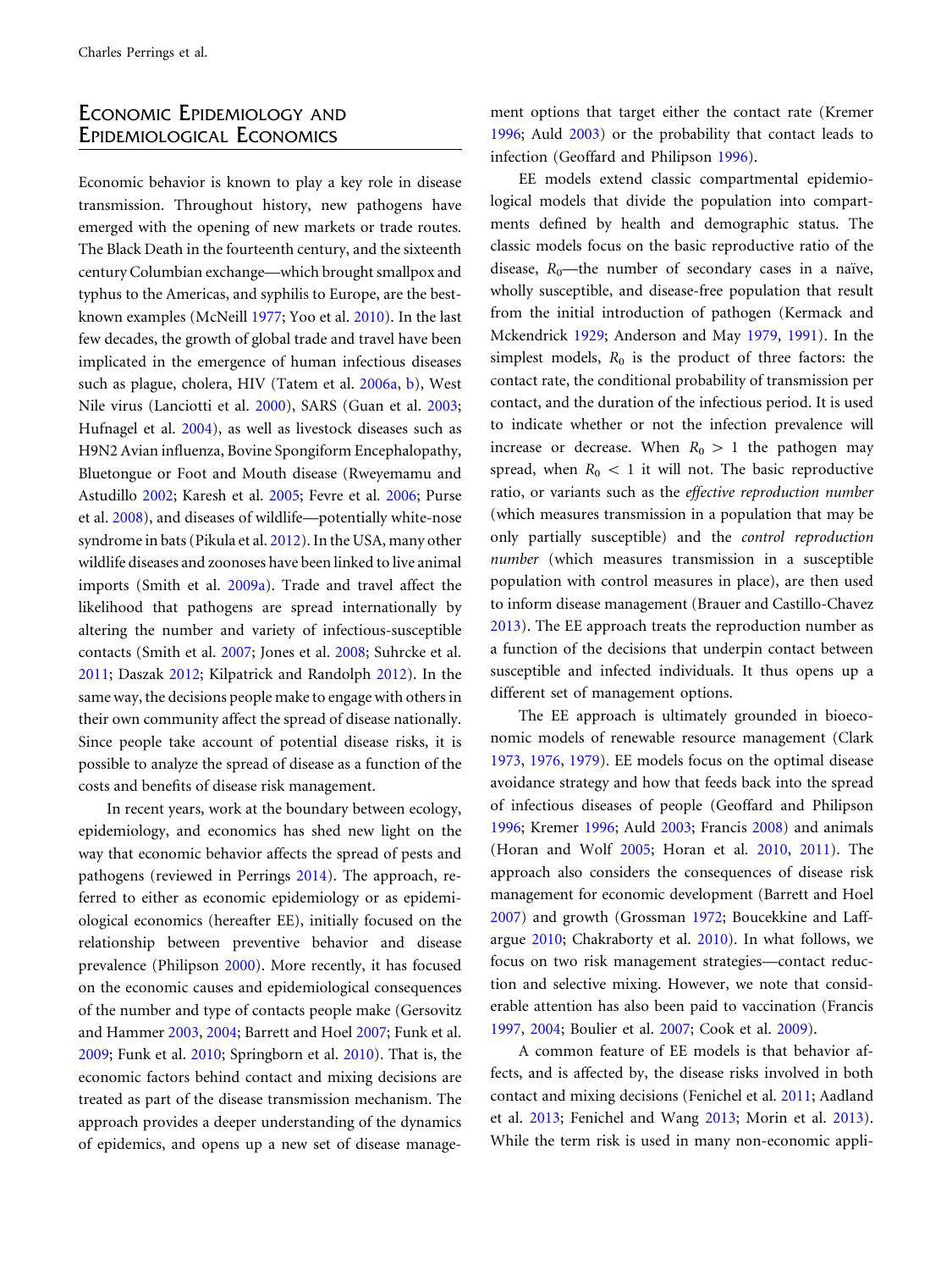## Economic Epidemiology and Epidemiological Economics

Economic behavior is known to play a key role in disease transmission. Throughout history, new pathogens have emerged with the opening of new markets or trade routes. The Black Death in the fourteenth century, and the sixteenth century Columbian exchange—which brought smallpox and typhus to the Americas, and syphilis to Europe, are the best-known examples (McNeill 1977; Yoo et al. 2010). In the last few decades, the growth of global trade and travel have been implicated in the emergence of human infectious diseases such as plague, cholera, HIV (Tatem et al. 2006a, b), West Nile virus (Lanciotti et al. 2000), SARS (Guan et al. 2003; Hufnagel et al. 2004), as well as livestock diseases such as H9N2 Avian influenza, Bovine Spongiform Encephalopathy, Bluetongue or Foot and Mouth disease (Rweyemamu and Astudillo 2002; Karesh et al. 2005; Fevre et al. 2006; Purse et al. 2008), and diseases of wildlife—potentially white-nose syndrome in bats (Pikula et al. 2012). In the USA, many other wildlife diseases and zoonoses have been linked to live animal imports (Smith et al. 2009a). Trade and travel affect the likelihood that pathogens are spread internationally by altering the number and variety of infectious-susceptible contacts (Smith et al. 2007; Jones et al. 2008; Suhrcke et al. 2011; Daszak 2012; Kilpatrick and Randolph 2012). In the same way, the decisions people make to engage with others in their own community affect the spread of disease nationally. Since people take account of potential disease risks, it is possible to analyze the spread of disease as a function of the costs and benefits of disease risk management.

In recent years, work at the boundary between ecology, epidemiology, and economics has shed new light on the way that economic behavior affects the spread of pests and pathogens (reviewed in Perrings 2014). The approach, referred to either as economic epidemiology or as epidemiological economics (hereafter EE), initially focused on the relationship between preventive behavior and disease prevalence (Philipson 2000). More recently, it has focused on the economic causes and epidemiological consequences of the number and type of contacts people make (Gersovitz and Hammer 2003, 2004; Barrett and Hoel 2007; Funk et al. 2009; Funk et al. 2010; Springborn et al. 2010). That is, the economic factors behind contact and mixing decisions are treated as part of the disease transmission mechanism. The approach provides a deeper understanding of the dynamics of epidemics, and opens up a new set of disease management options that target either the contact rate (Kremer 1996; Auld 2003) or the probability that contact leads to infection (Geoffard and Philipson 1996).

EE models extend classic compartmental epidemiological models that divide the population into compartments defined by health and demographic status. The classic models focus on the basic reproductive ratio of the disease, $R_0$—the number of secondary cases in a naïve, wholly susceptible, and disease-free population that result from the initial introduction of pathogen (Kermack and Mckendrick 1929; Anderson and May 1979, 1991). In the simplest models, $R_0$ is the product of three factors: the contact rate, the conditional probability of transmission per contact, and the duration of the infectious period. It is used to indicate whether or not the infection prevalence will increase or decrease. When $R_0 > 1$ the pathogen may spread, when $R_0 < 1$ it will not. The basic reproductive ratio, or variants such as the *effective reproduction number* (which measures transmission in a population that may be only partially susceptible) and the *control reproduction number* (which measures transmission in a susceptible population with control measures in place), are then used to inform disease management (Brauer and Castillo-Chavez 2013). The EE approach treats the reproduction number as a function of the decisions that underpin contact between susceptible and infected individuals. It thus opens up a different set of management options.

The EE approach is ultimately grounded in bioeconomic models of renewable resource management (Clark 1973, 1976, 1979). EE models focus on the optimal disease avoidance strategy and how that feeds back into the spread of infectious diseases of people (Geoffard and Philipson 1996; Kremer 1996; Auld 2003; Francis 2008) and animals (Horan and Wolf 2005; Horan et al. 2010, 2011). The approach also considers the consequences of disease risk management for economic development (Barrett and Hoel 2007) and growth (Grossman 1972; Boucekkine and Laffargue 2010; Chakraborty et al. 2010). In what follows, we focus on two risk management strategies—contact reduction and selective mixing. However, we note that considerable attention has also been paid to vaccination (Francis 1997, 2004; Boulier et al. 2007; Cook et al. 2009).

A common feature of EE models is that behavior affects, and is affected by, the disease risks involved in both contact and mixing decisions (Fenichel et al. 2011; Aadland et al. 2013; Fenichel and Wang 2013; Morin et al. 2013). While the term risk is used in many non-economic appli-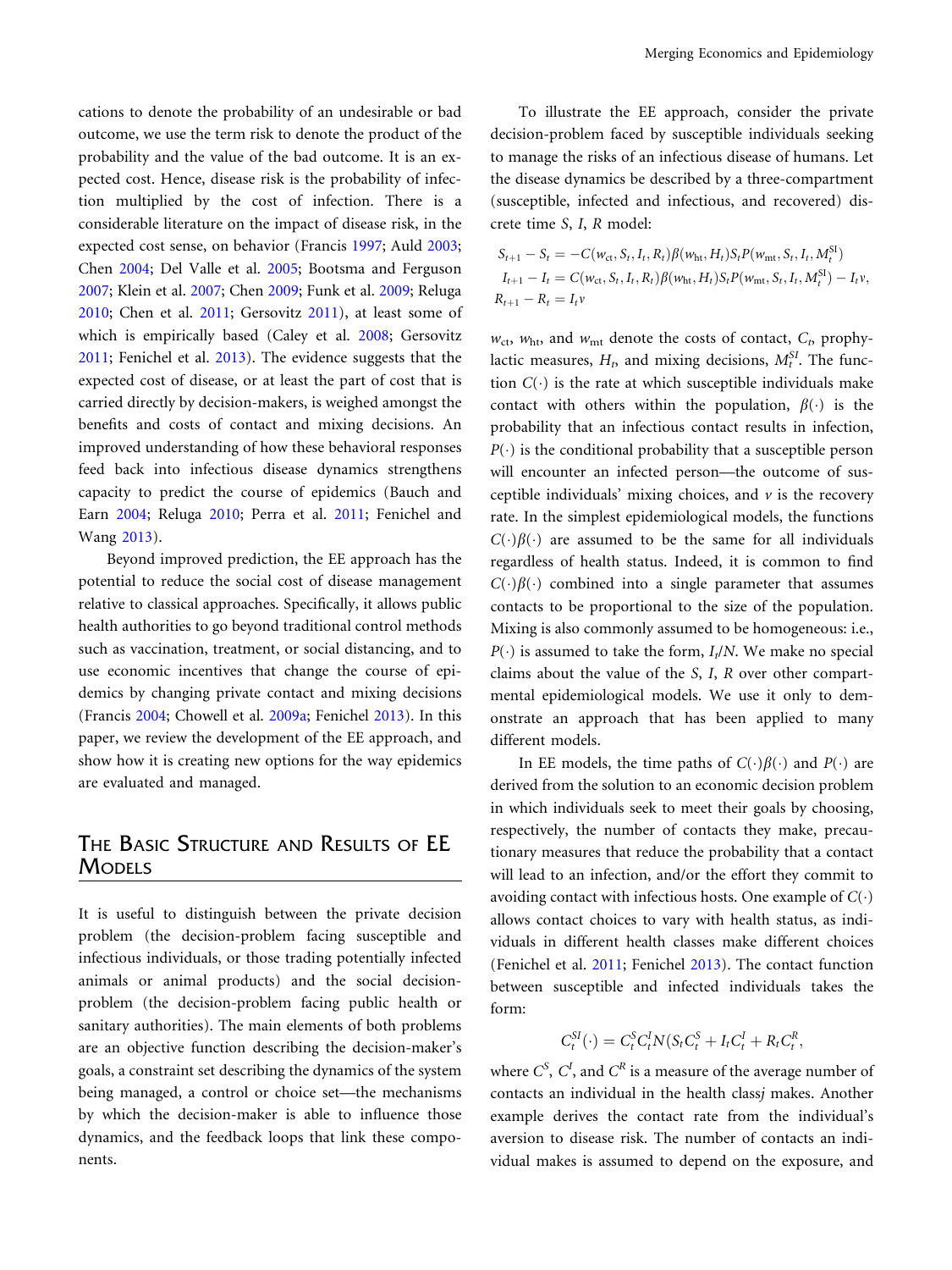cations to denote the probability of an undesirable or bad outcome, we use the term risk to denote the product of the probability and the value of the bad outcome. It is an expected cost. Hence, disease risk is the probability of infection multiplied by the cost of infection. There is a considerable literature on the impact of disease risk, in the expected cost sense, on behavior (Francis 1997; Auld 2003; Chen 2004; Del Valle et al. 2005; Bootsma and Ferguson 2007; Klein et al. 2007; Chen 2009; Funk et al. 2009; Reluga 2010; Chen et al. 2011; Gersovitz 2011), at least some of which is empirically based (Caley et al. 2008; Gersovitz 2011; Fenichel et al. 2013). The evidence suggests that the expected cost of disease, or at least the part of cost that is carried directly by decision-makers, is weighed amongst the benefits and costs of contact and mixing decisions. An improved understanding of how these behavioral responses feed back into infectious disease dynamics strengthens capacity to predict the course of epidemics (Bauch and Earn 2004; Reluga 2010; Perra et al. 2011; Fenichel and Wang 2013).

Beyond improved prediction, the EE approach has the potential to reduce the social cost of disease management relative to classical approaches. Specifically, it allows public health authorities to go beyond traditional control methods such as vaccination, treatment, or social distancing, and to use economic incentives that change the course of epidemics by changing private contact and mixing decisions (Francis 2004; Chowell et al. 2009a; Fenichel 2013). In this paper, we review the development of the EE approach, and show how it is creating new options for the way epidemics are evaluated and managed.

## The Basic Structure and Results of EE Models

It is useful to distinguish between the private decision problem (the decision-problem facing susceptible and infectious individuals, or those trading potentially infected animals or animal products) and the social decision-problem (the decision-problem facing public health or sanitary authorities). The main elements of both problems are an objective function describing the decision-maker's goals, a constraint set describing the dynamics of the system being managed, a control or choice set—the mechanisms by which the decision-maker is able to influence those dynamics, and the feedback loops that link these components.

To illustrate the EE approach, consider the private decision-problem faced by susceptible individuals seeking to manage the risks of an infectious disease of humans. Let the disease dynamics be described by a three-compartment (susceptible, infected and infectious, and recovered) discrete time $S$, $I$, $R$ model:

$$
\begin{aligned}
S_{t+1} - S_t &= -C(w_{\text{ct}}, S_t, I_t, R_t)\beta(w_{\text{ht}}, H_t)S_t P(w_{\text{mt}}, S_t, I_t, M_t^{\text{SI}}) \\
I_{t+1} - I_t &= C(w_{\text{ct}}, S_t, I_t, R_t)\beta(w_{\text{ht}}, H_t)S_t P(w_{\text{mt}}, S_t, I_t, M_t^{\text{SI}}) - I_t v, \\
R_{t+1} - R_t &= I_t v
\end{aligned}
$$

$w_{\text{ct}}$, $w_{\text{ht}}$, and $w_{\text{mt}}$ denote the costs of contact, $C_t$, prophylactic measures, $H_t$, and mixing decisions, $M_t^{SI}$. The function $C(\cdot)$ is the rate at which susceptible individuals make contact with others within the population, $\beta(\cdot)$ is the probability that an infectious contact results in infection, $P(\cdot)$ is the conditional probability that a susceptible person will encounter an infected person—the outcome of susceptible individuals' mixing choices, and $v$ is the recovery rate. In the simplest epidemiological models, the functions $C(\cdot)\beta(\cdot)$ are assumed to be the same for all individuals regardless of health status. Indeed, it is common to find $C(\cdot)\beta(\cdot)$ combined into a single parameter that assumes contacts to be proportional to the size of the population. Mixing is also commonly assumed to be homogeneous: i.e., $P(\cdot)$ is assumed to take the form, $I_t/N$. We make no special claims about the value of the $S$, $I$, $R$ over other compartmental epidemiological models. We use it only to demonstrate an approach that has been applied to many different models.

In EE models, the time paths of $C(\cdot)\beta(\cdot)$ and $P(\cdot)$ are derived from the solution to an economic decision problem in which individuals seek to meet their goals by choosing, respectively, the number of contacts they make, precautionary measures that reduce the probability that a contact will lead to an infection, and/or the effort they commit to avoiding contact with infectious hosts. One example of $C(\cdot)$ allows contact choices to vary with health status, as individuals in different health classes make different choices (Fenichel et al. 2011; Fenichel 2013). The contact function between susceptible and infected individuals takes the form:

$$
C_t^{SI}(\cdot) = C_t^S C_t^I N(S_t C_t^S + I_t C_t^I + R_t C_t^R,
$$

where $C^S$, $C^I$, and $C^R$ is a measure of the average number of contacts an individual in the health class*j* makes. Another example derives the contact rate from the individual's aversion to disease risk. The number of contacts an individual makes is assumed to depend on the exposure, and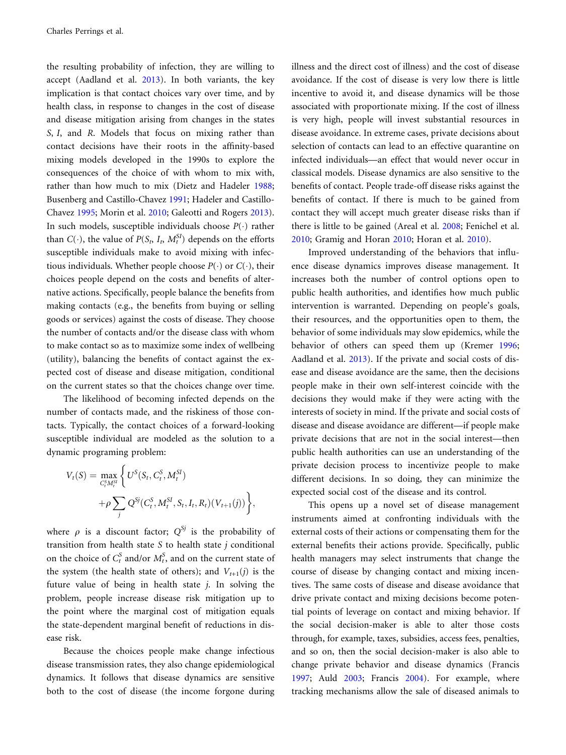the resulting probability of infection, they are willing to accept (Aadland et al. 2013). In both variants, the key implication is that contact choices vary over time, and by health class, in response to changes in the cost of disease and disease mitigation arising from changes in the states $S$, $I$, and $R$. Models that focus on mixing rather than contact decisions have their roots in the affinity-based mixing models developed in the 1990s to explore the consequences of the choice of with whom to mix with, rather than how much to mix (Dietz and Hadeler 1988; Busenberg and Castillo-Chavez 1991; Hadeler and Castillo-Chavez 1995; Morin et al. 2010; Galeotti and Rogers 2013). In such models, susceptible individuals choose $P(\cdot)$ rather than $C(\cdot)$, the value of $P(S_t, I_t, M_t^{SI})$ depends on the efforts susceptible individuals make to avoid mixing with infectious individuals. Whether people choose $P(\cdot)$ or $C(\cdot)$, their choices people depend on the costs and benefits of alternative actions. Specifically, people balance the benefits from making contacts (e.g., the benefits from buying or selling goods or services) against the costs of disease. They choose the number of contacts and/or the disease class with whom to make contact so as to maximize some index of wellbeing (utility), balancing the benefits of contact against the expected cost of disease and disease mitigation, conditional on the current states so that the choices change over time.

The likelihood of becoming infected depends on the number of contacts made, and the riskiness of those contacts. Typically, the contact choices of a forward-looking susceptible individual are modeled as the solution to a dynamic programing problem:

$$V_t(S) = \max_{C_t^S M_t^{SI}} \left\{ U^S(S_t, C_t^S, M_t^{SI}) + \rho \sum_j Q^{Sj}(C_t^S, M_t^{SI}, S_t, I_t, R_t)(V_{t+1}(j)) \right\},$$

where $\rho$ is a discount factor; $Q^{Sj}$ is the probability of transition from health state $S$ to health state $j$ conditional on the choice of $C_t^S$ and/or $M_t^S$, and on the current state of the system (the health state of others); and $V_{t+1}(j)$ is the future value of being in health state $j$. In solving the problem, people increase disease risk mitigation up to the point where the marginal cost of mitigation equals the state-dependent marginal benefit of reductions in disease risk.

Because the choices people make change infectious disease transmission rates, they also change epidemiological dynamics. It follows that disease dynamics are sensitive both to the cost of disease (the income forgone during illness and the direct cost of illness) and the cost of disease avoidance. If the cost of disease is very low there is little incentive to avoid it, and disease dynamics will be those associated with proportionate mixing. If the cost of illness is very high, people will invest substantial resources in disease avoidance. In extreme cases, private decisions about selection of contacts can lead to an effective quarantine on infected individuals—an effect that would never occur in classical models. Disease dynamics are also sensitive to the benefits of contact. People trade-off disease risks against the benefits of contact. If there is much to be gained from contact they will accept much greater disease risks than if there is little to be gained (Areal et al. 2008; Fenichel et al. 2010; Gramig and Horan 2010; Horan et al. 2010).

Improved understanding of the behaviors that influence disease dynamics improves disease management. It increases both the number of control options open to public health authorities, and identifies how much public intervention is warranted. Depending on people's goals, their resources, and the opportunities open to them, the behavior of some individuals may slow epidemics, while the behavior of others can speed them up (Kremer 1996; Aadland et al. 2013). If the private and social costs of disease and disease avoidance are the same, then the decisions people make in their own self-interest coincide with the decisions they would make if they were acting with the interests of society in mind. If the private and social costs of disease and disease avoidance are different—if people make private decisions that are not in the social interest—then public health authorities can use an understanding of the private decision process to incentivize people to make different decisions. In so doing, they can minimize the expected social cost of the disease and its control.

This opens up a novel set of disease management instruments aimed at confronting individuals with the external costs of their actions or compensating them for the external benefits their actions provide. Specifically, public health managers may select instruments that change the course of disease by changing contact and mixing incentives. The same costs of disease and disease avoidance that drive private contact and mixing decisions become potential points of leverage on contact and mixing behavior. If the social decision-maker is able to alter those costs through, for example, taxes, subsidies, access fees, penalties, and so on, then the social decision-maker is also able to change private behavior and disease dynamics (Francis 1997; Auld 2003; Francis 2004). For example, where tracking mechanisms allow the sale of diseased animals to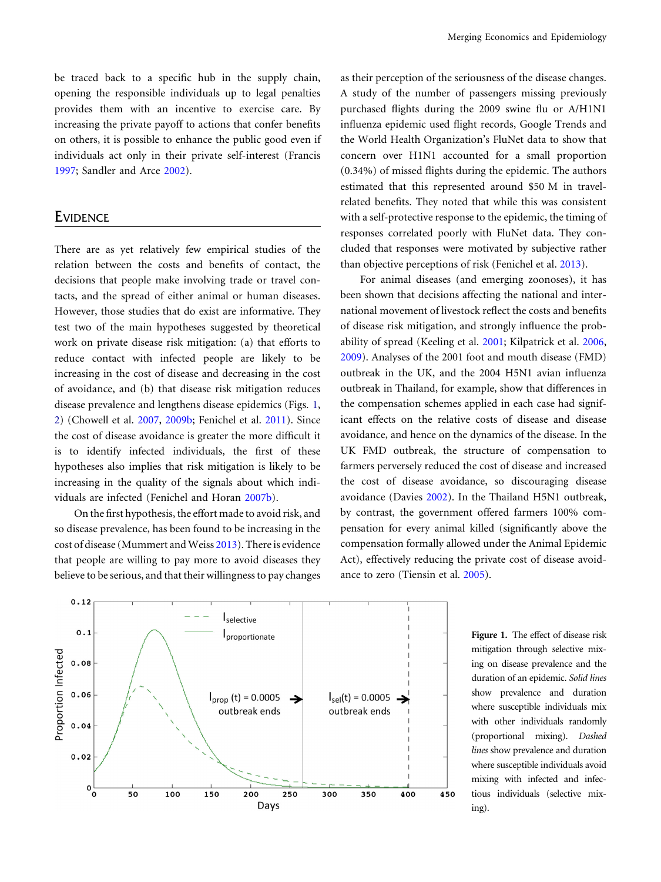be traced back to a specific hub in the supply chain, opening the responsible individuals up to legal penalties provides them with an incentive to exercise care. By increasing the private payoff to actions that confer benefits on others, it is possible to enhance the public good even if individuals act only in their private self-interest (Francis 1997; Sandler and Arce 2002).

## Evidence

There are as yet relatively few empirical studies of the relation between the costs and benefits of contact, the decisions that people make involving trade or travel contacts, and the spread of either animal or human diseases. However, those studies that do exist are informative. They test two of the main hypotheses suggested by theoretical work on private disease risk mitigation: (a) that efforts to reduce contact with infected people are likely to be increasing in the cost of disease and decreasing in the cost of avoidance, and (b) that disease risk mitigation reduces disease prevalence and lengthens disease epidemics (Figs. 1, 2) (Chowell et al. 2007, 2009b; Fenichel et al. 2011). Since the cost of disease avoidance is greater the more difficult it is to identify infected individuals, the first of these hypotheses also implies that risk mitigation is likely to be increasing in the quality of the signals about which individuals are infected (Fenichel and Horan 2007b).

On the first hypothesis, the effort made to avoid risk, and so disease prevalence, has been found to be increasing in the cost of disease (Mummert and Weiss 2013). There is evidence that people are willing to pay more to avoid diseases they believe to be serious, and that their willingness to pay changes as their perception of the seriousness of the disease changes. A study of the number of passengers missing previously purchased flights during the 2009 swine flu or A/H1N1 influenza epidemic used flight records, Google Trends and the World Health Organization's FluNet data to show that concern over H1N1 accounted for a small proportion (0.34%) of missed flights during the epidemic. The authors estimated that this represented around \$50 M in travel-related benefits. They noted that while this was consistent with a self-protective response to the epidemic, the timing of responses correlated poorly with FluNet data. They concluded that responses were motivated by subjective rather than objective perceptions of risk (Fenichel et al. 2013).

For animal diseases (and emerging zoonoses), it has been shown that decisions affecting the national and international movement of livestock reflect the costs and benefits of disease risk mitigation, and strongly influence the probability of spread (Keeling et al. 2001; Kilpatrick et al. 2006, 2009). Analyses of the 2001 foot and mouth disease (FMD) outbreak in the UK, and the 2004 H5N1 avian influenza outbreak in Thailand, for example, show that differences in the compensation schemes applied in each case had significant effects on the relative costs of disease and disease avoidance, and hence on the dynamics of the disease. In the UK FMD outbreak, the structure of compensation to farmers perversely reduced the cost of disease and increased the cost of disease avoidance, so discouraging disease avoidance (Davies 2002). In the Thailand H5N1 outbreak, by contrast, the government offered farmers 100% compensation for every animal killed (significantly above the compensation formally allowed under the Animal Epidemic Act), effectively reducing the private cost of disease avoidance to zero (Tiensin et al. 2005).

Proportion Infected
0.12
0.1
0.08
0.06
0.04
0.02
0
0 50 100 150 200 250 300 350 400 450
Days
$I_{selective}$
$I_{proportionate}$
$I_{prop}(t) = 0.0005$ outbreak ends
$I_{sel}(t) = 0.0005$ outbreak ends

**Figure 1.** The effect of disease risk mitigation through selective mixing on disease prevalence and the duration of an epidemic. *Solid lines* show prevalence and duration where susceptible individuals mix with other individuals randomly (proportional mixing). *Dashed lines* show prevalence and duration where susceptible individuals avoid mixing with infected and infectious individuals (selective mixing).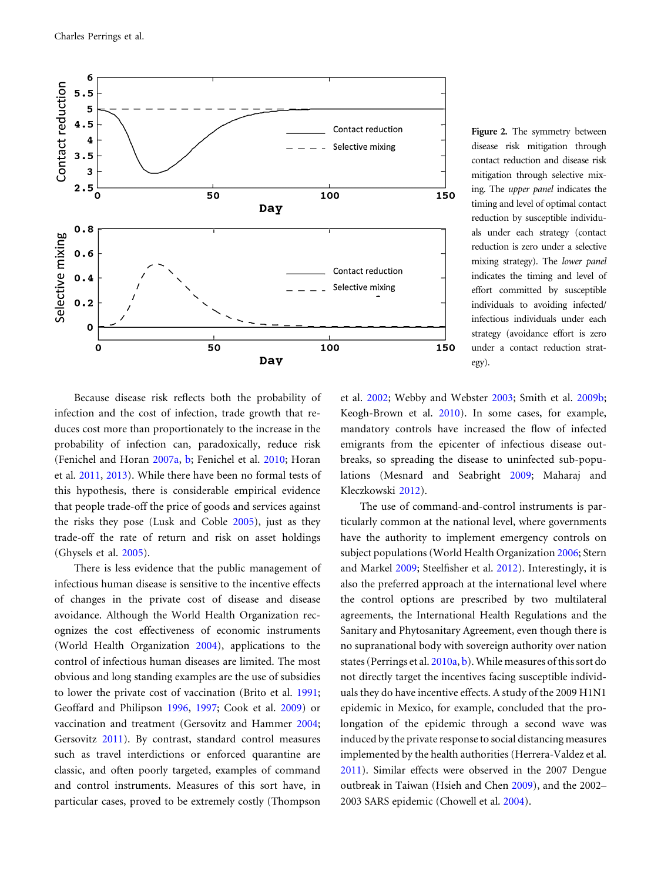Contact reduction

6
5.5
5
4.5
4
3.5
3
2.5

0
50
100
150

Day

Contact reduction
Selective mixing

Selective mixing

0.8
0.6
0.4
0.2
0

0
50
100
150

Day

Contact reduction
Selective mixing

**Figure 2.** The symmetry between disease risk mitigation through contact reduction and disease risk mitigation through selective mixing. The *upper panel* indicates the timing and level of optimal contact reduction by susceptible individuals under each strategy (contact reduction is zero under a selective mixing strategy). The *lower panel* indicates the timing and level of effort committed by susceptible individuals to avoiding infected/infectious individuals under each strategy (avoidance effort is zero under a contact reduction strategy).

Because disease risk reflects both the probability of infection and the cost of infection, trade growth that reduces cost more than proportionately to the increase in the probability of infection can, paradoxically, reduce risk (Fenichel and Horan 2007a, b; Fenichel et al. 2010; Horan et al. 2011, 2013). While there have been no formal tests of this hypothesis, there is considerable empirical evidence that people trade-off the price of goods and services against the risks they pose (Lusk and Coble 2005), just as they trade-off the rate of return and risk on asset holdings (Ghysels et al. 2005).

There is less evidence that the public management of infectious human disease is sensitive to the incentive effects of changes in the private cost of disease and disease avoidance. Although the World Health Organization recognizes the cost effectiveness of economic instruments (World Health Organization 2004), applications to the control of infectious human diseases are limited. The most obvious and long standing examples are the use of subsidies to lower the private cost of vaccination (Brito et al. 1991; Geoffard and Philipson 1996, 1997; Cook et al. 2009) or vaccination and treatment (Gersovitz and Hammer 2004; Gersovitz 2011). By contrast, standard control measures such as travel interdictions or enforced quarantine are classic, and often poorly targeted, examples of command and control instruments. Measures of this sort have, in particular cases, proved to be extremely costly (Thompson et al. 2002; Webby and Webster 2003; Smith et al. 2009b; Keogh-Brown et al. 2010). In some cases, for example, mandatory controls have increased the flow of infected emigrants from the epicenter of infectious disease outbreaks, so spreading the disease to uninfected sub-populations (Mesnard and Seabright 2009; Maharaj and Kleczkowski 2012).

The use of command-and-control instruments is particularly common at the national level, where governments have the authority to implement emergency controls on subject populations (World Health Organization 2006; Stern and Markel 2009; Steelfisher et al. 2012). Interestingly, it is also the preferred approach at the international level where the control options are prescribed by two multilateral agreements, the International Health Regulations and the Sanitary and Phytosanitary Agreement, even though there is no supranational body with sovereign authority over nation states (Perrings et al. 2010a, b). While measures of this sort do not directly target the incentives facing susceptible individuals they do have incentive effects. A study of the 2009 H1N1 epidemic in Mexico, for example, concluded that the prolongation of the epidemic through a second wave was induced by the private response to social distancing measures implemented by the health authorities (Herrera-Valdez et al. 2011). Similar effects were observed in the 2007 Dengue outbreak in Taiwan (Hsieh and Chen 2009), and the 2002–2003 SARS epidemic (Chowell et al. 2004).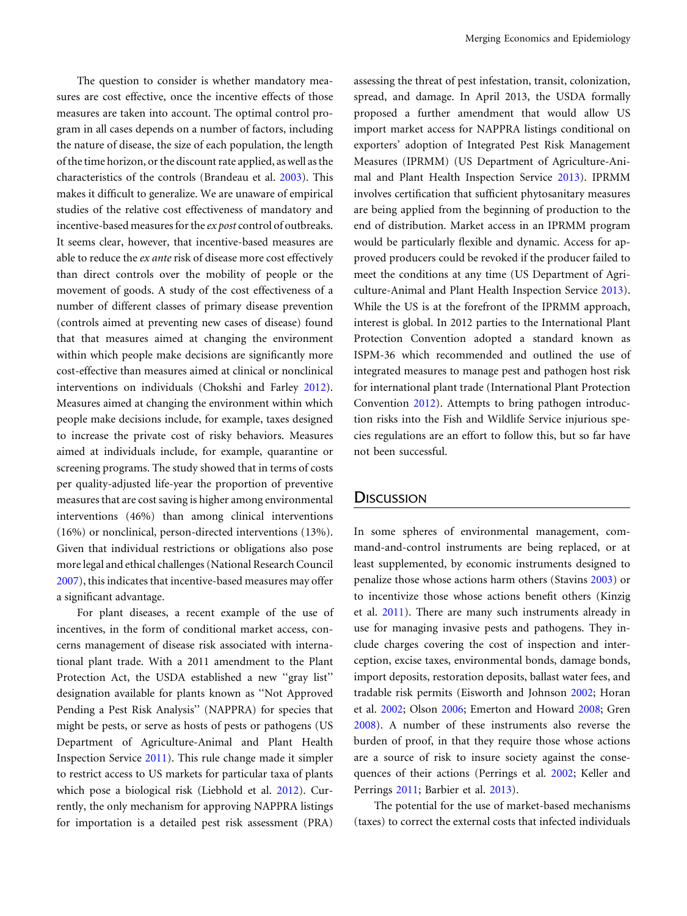The question to consider is whether mandatory measures are cost effective, once the incentive effects of those measures are taken into account. The optimal control program in all cases depends on a number of factors, including the nature of disease, the size of each population, the length of the time horizon, or the discount rate applied, as well as the characteristics of the controls (Brandeau et al. 2003). This makes it difficult to generalize. We are unaware of empirical studies of the relative cost effectiveness of mandatory and incentive-based measures for the *ex post* control of outbreaks. It seems clear, however, that incentive-based measures are able to reduce the *ex ante* risk of disease more cost effectively than direct controls over the mobility of people or the movement of goods. A study of the cost effectiveness of a number of different classes of primary disease prevention (controls aimed at preventing new cases of disease) found that that measures aimed at changing the environment within which people make decisions are significantly more cost-effective than measures aimed at clinical or nonclinical interventions on individuals (Chokshi and Farley 2012). Measures aimed at changing the environment within which people make decisions include, for example, taxes designed to increase the private cost of risky behaviors. Measures aimed at individuals include, for example, quarantine or screening programs. The study showed that in terms of costs per quality-adjusted life-year the proportion of preventive measures that are cost saving is higher among environmental interventions (46%) than among clinical interventions (16%) or nonclinical, person-directed interventions (13%). Given that individual restrictions or obligations also pose more legal and ethical challenges (National Research Council 2007), this indicates that incentive-based measures may offer a significant advantage.

For plant diseases, a recent example of the use of incentives, in the form of conditional market access, concerns management of disease risk associated with international plant trade. With a 2011 amendment to the Plant Protection Act, the USDA established a new ''gray list'' designation available for plants known as ''Not Approved Pending a Pest Risk Analysis'' (NAPPRA) for species that might be pests, or serve as hosts of pests or pathogens (US Department of Agriculture-Animal and Plant Health Inspection Service 2011). This rule change made it simpler to restrict access to US markets for particular taxa of plants which pose a biological risk (Liebhold et al. 2012). Currently, the only mechanism for approving NAPPRA listings for importation is a detailed pest risk assessment (PRA) assessing the threat of pest infestation, transit, colonization, spread, and damage. In April 2013, the USDA formally proposed a further amendment that would allow US import market access for NAPPRA listings conditional on exporters' adoption of Integrated Pest Risk Management Measures (IPRMM) (US Department of Agriculture-Animal and Plant Health Inspection Service 2013). IPRMM involves certification that sufficient phytosanitary measures are being applied from the beginning of production to the end of distribution. Market access in an IPRMM program would be particularly flexible and dynamic. Access for approved producers could be revoked if the producer failed to meet the conditions at any time (US Department of Agriculture-Animal and Plant Health Inspection Service 2013). While the US is at the forefront of the IPRMM approach, interest is global. In 2012 parties to the International Plant Protection Convention adopted a standard known as ISPM-36 which recommended and outlined the use of integrated measures to manage pest and pathogen host risk for international plant trade (International Plant Protection Convention 2012). Attempts to bring pathogen introduction risks into the Fish and Wildlife Service injurious species regulations are an effort to follow this, but so far have not been successful.

## Discussion

In some spheres of environmental management, command-and-control instruments are being replaced, or at least supplemented, by economic instruments designed to penalize those whose actions harm others (Stavins 2003) or to incentivize those whose actions benefit others (Kinzig et al. 2011). There are many such instruments already in use for managing invasive pests and pathogens. They include charges covering the cost of inspection and interception, excise taxes, environmental bonds, damage bonds, import deposits, restoration deposits, ballast water fees, and tradable risk permits (Eisworth and Johnson 2002; Horan et al. 2002; Olson 2006; Emerton and Howard 2008; Gren 2008). A number of these instruments also reverse the burden of proof, in that they require those whose actions are a source of risk to insure society against the consequences of their actions (Perrings et al. 2002; Keller and Perrings 2011; Barbier et al. 2013).

The potential for the use of market-based mechanisms (taxes) to correct the external costs that infected individuals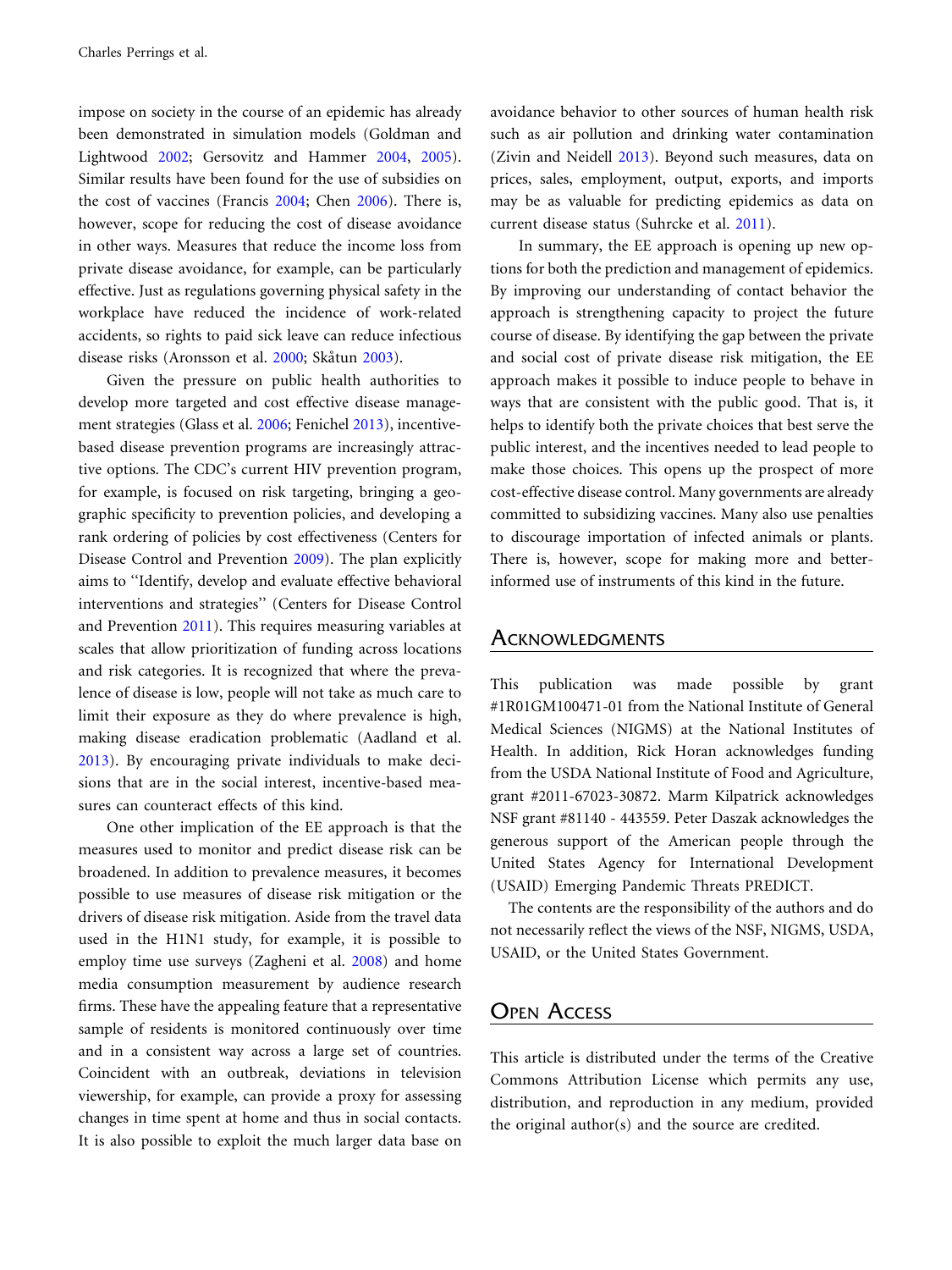impose on society in the course of an epidemic has already been demonstrated in simulation models (Goldman and Lightwood 2002; Gersovitz and Hammer 2004, 2005). Similar results have been found for the use of subsidies on the cost of vaccines (Francis 2004; Chen 2006). There is, however, scope for reducing the cost of disease avoidance in other ways. Measures that reduce the income loss from private disease avoidance, for example, can be particularly effective. Just as regulations governing physical safety in the workplace have reduced the incidence of work-related accidents, so rights to paid sick leave can reduce infectious disease risks (Aronsson et al. 2000; Skåtun 2003).

Given the pressure on public health authorities to develop more targeted and cost effective disease management strategies (Glass et al. 2006; Fenichel 2013), incentive-based disease prevention programs are increasingly attractive options. The CDC's current HIV prevention program, for example, is focused on risk targeting, bringing a geographic specificity to prevention policies, and developing a rank ordering of policies by cost effectiveness (Centers for Disease Control and Prevention 2009). The plan explicitly aims to ''Identify, develop and evaluate effective behavioral interventions and strategies'' (Centers for Disease Control and Prevention 2011). This requires measuring variables at scales that allow prioritization of funding across locations and risk categories. It is recognized that where the prevalence of disease is low, people will not take as much care to limit their exposure as they do where prevalence is high, making disease eradication problematic (Aadland et al. 2013). By encouraging private individuals to make decisions that are in the social interest, incentive-based measures can counteract effects of this kind.

One other implication of the EE approach is that the measures used to monitor and predict disease risk can be broadened. In addition to prevalence measures, it becomes possible to use measures of disease risk mitigation or the drivers of disease risk mitigation. Aside from the travel data used in the H1N1 study, for example, it is possible to employ time use surveys (Zagheni et al. 2008) and home media consumption measurement by audience research firms. These have the appealing feature that a representative sample of residents is monitored continuously over time and in a consistent way across a large set of countries. Coincident with an outbreak, deviations in television viewership, for example, can provide a proxy for assessing changes in time spent at home and thus in social contacts. It is also possible to exploit the much larger data base on avoidance behavior to other sources of human health risk such as air pollution and drinking water contamination (Zivin and Neidell 2013). Beyond such measures, data on prices, sales, employment, output, exports, and imports may be as valuable for predicting epidemics as data on current disease status (Suhrcke et al. 2011).

In summary, the EE approach is opening up new options for both the prediction and management of epidemics. By improving our understanding of contact behavior the approach is strengthening capacity to project the future course of disease. By identifying the gap between the private and social cost of private disease risk mitigation, the EE approach makes it possible to induce people to behave in ways that are consistent with the public good. That is, it helps to identify both the private choices that best serve the public interest, and the incentives needed to lead people to make those choices. This opens up the prospect of more cost-effective disease control. Many governments are already committed to subsidizing vaccines. Many also use penalties to discourage importation of infected animals or plants. There is, however, scope for making more and better-informed use of instruments of this kind in the future.

## Acknowledgments

This publication was made possible by grant #1R01GM100471-01 from the National Institute of General Medical Sciences (NIGMS) at the National Institutes of Health. In addition, Rick Horan acknowledges funding from the USDA National Institute of Food and Agriculture, grant #2011-67023-30872. Marm Kilpatrick acknowledges NSF grant #81140 - 443559. Peter Daszak acknowledges the generous support of the American people through the United States Agency for International Development (USAID) Emerging Pandemic Threats PREDICT.

The contents are the responsibility of the authors and do not necessarily reflect the views of the NSF, NIGMS, USDA, USAID, or the United States Government.

## Open Access

This article is distributed under the terms of the Creative Commons Attribution License which permits any use, distribution, and reproduction in any medium, provided the original author(s) and the source are credited.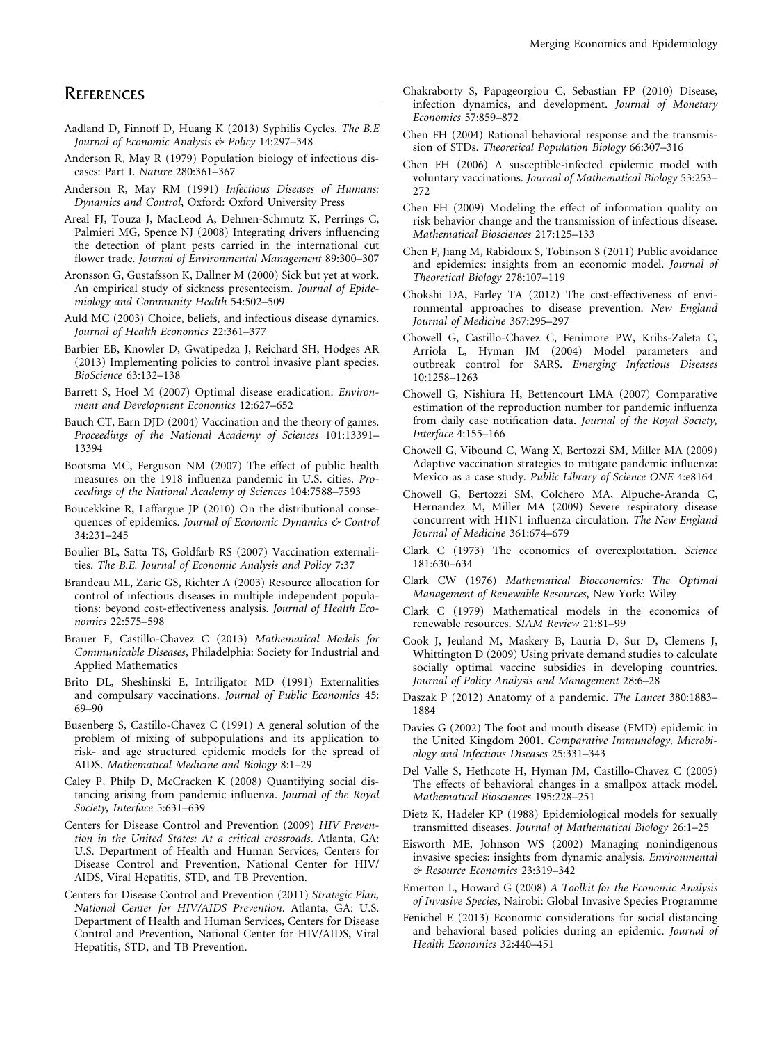## References

Aadland D, Finnoff D, Huang K (2013) Syphilis Cycles. *The B.E Journal of Economic Analysis & Policy* 14:297–348

Anderson R, May R (1979) Population biology of infectious diseases: Part I. *Nature* 280:361–367

Anderson R, May RM (1991) *Infectious Diseases of Humans: Dynamics and Control*, Oxford: Oxford University Press

Areal FJ, Touza J, MacLeod A, Dehnen-Schmutz K, Perrings C, Palmieri MG, Spence NJ (2008) Integrating drivers influencing the detection of plant pests carried in the international cut flower trade. *Journal of Environmental Management* 89:300–307

Aronsson G, Gustafsson K, Dallner M (2000) Sick but yet at work. An empirical study of sickness presenteeism. *Journal of Epidemiology and Community Health* 54:502–509

Auld MC (2003) Choice, beliefs, and infectious disease dynamics. *Journal of Health Economics* 22:361–377

Barbier EB, Knowler D, Gwatipedza J, Reichard SH, Hodges AR (2013) Implementing policies to control invasive plant species. *BioScience* 63:132–138

Barrett S, Hoel M (2007) Optimal disease eradication. *Environment and Development Economics* 12:627–652

Bauch CT, Earn DJD (2004) Vaccination and the theory of games. *Proceedings of the National Academy of Sciences* 101:13391–13394

Bootsma MC, Ferguson NM (2007) The effect of public health measures on the 1918 influenza pandemic in U.S. cities. *Proceedings of the National Academy of Sciences* 104:7588–7593

Boucekkine R, Laffargue JP (2010) On the distributional consequences of epidemics. *Journal of Economic Dynamics & Control* 34:231–245

Boulier BL, Satta TS, Goldfarb RS (2007) Vaccination externalities. *The B.E. Journal of Economic Analysis and Policy* 7:37

Brandeau ML, Zaric GS, Richter A (2003) Resource allocation for control of infectious diseases in multiple independent populations: beyond cost-effectiveness analysis. *Journal of Health Economics* 22:575–598

Brauer F, Castillo-Chavez C (2013) *Mathematical Models for Communicable Diseases*, Philadelphia: Society for Industrial and Applied Mathematics

Brito DL, Sheshinski E, Intriligator MD (1991) Externalities and compulsary vaccinations. *Journal of Public Economics* 45: 69–90

Busenberg S, Castillo-Chavez C (1991) A general solution of the problem of mixing of subpopulations and its application to risk- and age structured epidemic models for the spread of AIDS. *Mathematical Medicine and Biology* 8:1–29

Caley P, Philp D, McCracken K (2008) Quantifying social distancing arising from pandemic influenza. *Journal of the Royal Society, Interface* 5:631–639

Centers for Disease Control and Prevention (2009) *HIV Prevention in the United States: At a critical crossroads*. Atlanta, GA: U.S. Department of Health and Human Services, Centers for Disease Control and Prevention, National Center for HIV/AIDS, Viral Hepatitis, STD, and TB Prevention.

Centers for Disease Control and Prevention (2011) *Strategic Plan, National Center for HIV/AIDS Prevention*. Atlanta, GA: U.S. Department of Health and Human Services, Centers for Disease Control and Prevention, National Center for HIV/AIDS, Viral Hepatitis, STD, and TB Prevention.

Chakraborty S, Papageorgiou C, Sebastian FP (2010) Disease, infection dynamics, and development. *Journal of Monetary Economics* 57:859–872

Chen FH (2004) Rational behavioral response and the transmission of STDs. *Theoretical Population Biology* 66:307–316

Chen FH (2006) A susceptible-infected epidemic model with voluntary vaccinations. *Journal of Mathematical Biology* 53:253–272

Chen FH (2009) Modeling the effect of information quality on risk behavior change and the transmission of infectious disease. *Mathematical Biosciences* 217:125–133

Chen F, Jiang M, Rabidoux S, Tobinson S (2011) Public avoidance and epidemics: insights from an economic model. *Journal of Theoretical Biology* 278:107–119

Chokshi DA, Farley TA (2012) The cost-effectiveness of environmental approaches to disease prevention. *New England Journal of Medicine* 367:295–297

Chowell G, Castillo-Chavez C, Fenimore PW, Kribs-Zaleta C, Arriola L, Hyman JM (2004) Model parameters and outbreak control for SARS. *Emerging Infectious Diseases* 10:1258–1263

Chowell G, Nishiura H, Bettencourt LMA (2007) Comparative estimation of the reproduction number for pandemic influenza from daily case notification data. *Journal of the Royal Society, Interface* 4:155–166

Chowell G, Vibound C, Wang X, Bertozzi SM, Miller MA (2009) Adaptive vaccination strategies to mitigate pandemic influenza: Mexico as a case study. *Public Library of Science ONE* 4:e8164

Chowell G, Bertozzi SM, Colchero MA, Alpuche-Aranda C, Hernandez M, Miller MA (2009) Severe respiratory disease concurrent with H1N1 influenza circulation. *The New England Journal of Medicine* 361:674–679

Clark C (1973) The economics of overexploitation. *Science* 181:630–634

Clark CW (1976) *Mathematical Bioeconomics: The Optimal Management of Renewable Resources*, New York: Wiley

Clark C (1979) Mathematical models in the economics of renewable resources. *SIAM Review* 21:81–99

Cook J, Jeuland M, Maskery B, Lauria D, Sur D, Clemens J, Whittington D (2009) Using private demand studies to calculate socially optimal vaccine subsidies in developing countries. *Journal of Policy Analysis and Management* 28:6–28

Daszak P (2012) Anatomy of a pandemic. *The Lancet* 380:1883–1884

Davies G (2002) The foot and mouth disease (FMD) epidemic in the United Kingdom 2001. *Comparative Immunology, Microbiology and Infectious Diseases* 25:331–343

Del Valle S, Hethcote H, Hyman JM, Castillo-Chavez C (2005) The effects of behavioral changes in a smallpox attack model. *Mathematical Biosciences* 195:228–251

Dietz K, Hadeler KP (1988) Epidemiological models for sexually transmitted diseases. *Journal of Mathematical Biology* 26:1–25

Eisworth ME, Johnson WS (2002) Managing nonindigenous invasive species: insights from dynamic analysis. *Environmental & Resource Economics* 23:319–342

Emerton L, Howard G (2008) *A Toolkit for the Economic Analysis of Invasive Species*, Nairobi: Global Invasive Species Programme

Fenichel E (2013) Economic considerations for social distancing and behavioral based policies during an epidemic. *Journal of Health Economics* 32:440–451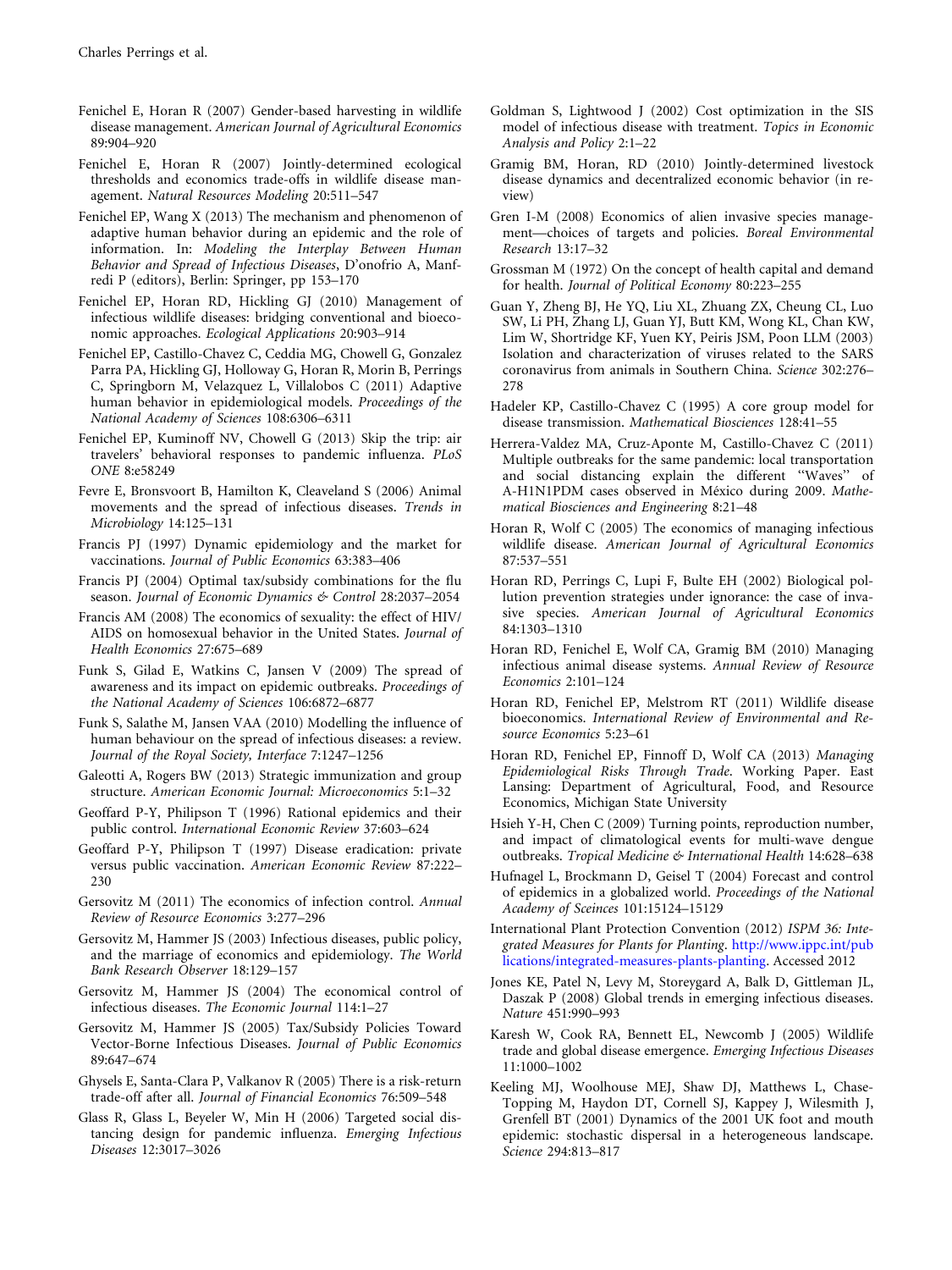Fenichel E, Horan R (2007) Gender-based harvesting in wildlife disease management. *American Journal of Agricultural Economics* 89:904–920

Fenichel E, Horan R (2007) Jointly-determined ecological thresholds and economics trade-offs in wildlife disease management. *Natural Resources Modeling* 20:511–547

Fenichel EP, Wang X (2013) The mechanism and phenomenon of adaptive human behavior during an epidemic and the role of information. In: *Modeling the Interplay Between Human Behavior and Spread of Infectious Diseases*, D'onofrio A, Manfredi P (editors), Berlin: Springer, pp 153–170

Fenichel EP, Horan RD, Hickling GJ (2010) Management of infectious wildlife diseases: bridging conventional and bioeconomic approaches. *Ecological Applications* 20:903–914

Fenichel EP, Castillo-Chavez C, Ceddia MG, Chowell G, Gonzalez Parra PA, Hickling GJ, Holloway G, Horan R, Morin B, Perrings C, Springborn M, Velazquez L, Villalobos C (2011) Adaptive human behavior in epidemiological models. *Proceedings of the National Academy of Sciences* 108:6306–6311

Fenichel EP, Kuminoff NV, Chowell G (2013) Skip the trip: air travelers' behavioral responses to pandemic influenza. *PLoS ONE* 8:e58249

Fevre E, Bronsvoort B, Hamilton K, Cleaveland S (2006) Animal movements and the spread of infectious diseases. *Trends in Microbiology* 14:125–131

Francis PJ (1997) Dynamic epidemiology and the market for vaccinations. *Journal of Public Economics* 63:383–406

Francis PJ (2004) Optimal tax/subsidy combinations for the flu season. *Journal of Economic Dynamics & Control* 28:2037–2054

Francis AM (2008) The economics of sexuality: the effect of HIV/AIDS on homosexual behavior in the United States. *Journal of Health Economics* 27:675–689

Funk S, Gilad E, Watkins C, Jansen V (2009) The spread of awareness and its impact on epidemic outbreaks. *Proceedings of the National Academy of Sciences* 106:6872–6877

Funk S, Salathe M, Jansen VAA (2010) Modelling the influence of human behaviour on the spread of infectious diseases: a review. *Journal of the Royal Society, Interface* 7:1247–1256

Galeotti A, Rogers BW (2013) Strategic immunization and group structure. *American Economic Journal: Microeconomics* 5:1–32

Geoffard P-Y, Philipson T (1996) Rational epidemics and their public control. *International Economic Review* 37:603–624

Geoffard P-Y, Philipson T (1997) Disease eradication: private versus public vaccination. *American Economic Review* 87:222–230

Gersovitz M (2011) The economics of infection control. *Annual Review of Resource Economics* 3:277–296

Gersovitz M, Hammer JS (2003) Infectious diseases, public policy, and the marriage of economics and epidemiology. *The World Bank Research Observer* 18:129–157

Gersovitz M, Hammer JS (2004) The economical control of infectious diseases. *The Economic Journal* 114:1–27

Gersovitz M, Hammer JS (2005) Tax/Subsidy Policies Toward Vector-Borne Infectious Diseases. *Journal of Public Economics* 89:647–674

Ghysels E, Santa-Clara P, Valkanov R (2005) There is a risk-return trade-off after all. *Journal of Financial Economics* 76:509–548

Glass R, Glass L, Beyeler W, Min H (2006) Targeted social distancing design for pandemic influenza. *Emerging Infectious Diseases* 12:3017–3026

Goldman S, Lightwood J (2002) Cost optimization in the SIS model of infectious disease with treatment. *Topics in Economic Analysis and Policy* 2:1–22

Gramig BM, Horan, RD (2010) Jointly-determined livestock disease dynamics and decentralized economic behavior (in review)

Gren I-M (2008) Economics of alien invasive species management—choices of targets and policies. *Boreal Environmental Research* 13:17–32

Grossman M (1972) On the concept of health capital and demand for health. *Journal of Political Economy* 80:223–255

Guan Y, Zheng BJ, He YQ, Liu XL, Zhuang ZX, Cheung CL, Luo SW, Li PH, Zhang LJ, Guan YJ, Butt KM, Wong KL, Chan KW, Lim W, Shortridge KF, Yuen KY, Peiris JSM, Poon LLM (2003) Isolation and characterization of viruses related to the SARS coronavirus from animals in Southern China. *Science* 302:276–278

Hadeler KP, Castillo-Chavez C (1995) A core group model for disease transmission. *Mathematical Biosciences* 128:41–55

Herrera-Valdez MA, Cruz-Aponte M, Castillo-Chavez C (2011) Multiple outbreaks for the same pandemic: local transportation and social distancing explain the different "Waves" of A-H1N1PDM cases observed in México during 2009. *Mathematical Biosciences and Engineering* 8:21–48

Horan R, Wolf C (2005) The economics of managing infectious wildlife disease. *American Journal of Agricultural Economics* 87:537–551

Horan RD, Perrings C, Lupi F, Bulte EH (2002) Biological pollution prevention strategies under ignorance: the case of invasive species. *American Journal of Agricultural Economics* 84:1303–1310

Horan RD, Fenichel E, Wolf CA, Gramig BM (2010) Managing infectious animal disease systems. *Annual Review of Resource Economics* 2:101–124

Horan RD, Fenichel EP, Melstrom RT (2011) Wildlife disease bioeconomics. *International Review of Environmental and Resource Economics* 5:23–61

Horan RD, Fenichel EP, Finnoff D, Wolf CA (2013) *Managing Epidemiological Risks Through Trade*. Working Paper. East Lansing: Department of Agricultural, Food, and Resource Economics, Michigan State University

Hsieh Y-H, Chen C (2009) Turning points, reproduction number, and impact of climatological events for multi-wave dengue outbreaks. *Tropical Medicine & International Health* 14:628–638

Hufnagel L, Brockmann D, Geisel T (2004) Forecast and control of epidemics in a globalized world. *Proceedings of the National Academy of Sceinces* 101:15124–15129

International Plant Protection Convention (2012) *ISPM 36: Integrated Measures for Plants for Planting*. http://www.ippc.int/publications/integrated-measures-plants-planting. Accessed 2012

Jones KE, Patel N, Levy M, Storeygard A, Balk D, Gittleman JL, Daszak P (2008) Global trends in emerging infectious diseases. *Nature* 451:990–993

Karesh W, Cook RA, Bennett EL, Newcomb J (2005) Wildlife trade and global disease emergence. *Emerging Infectious Diseases* 11:1000–1002

Keeling MJ, Woolhouse MEJ, Shaw DJ, Matthews L, Chase-Topping M, Haydon DT, Cornell SJ, Kappey J, Wilesmith J, Grenfell BT (2001) Dynamics of the 2001 UK foot and mouth epidemic: stochastic dispersal in a heterogeneous landscape. *Science* 294:813–817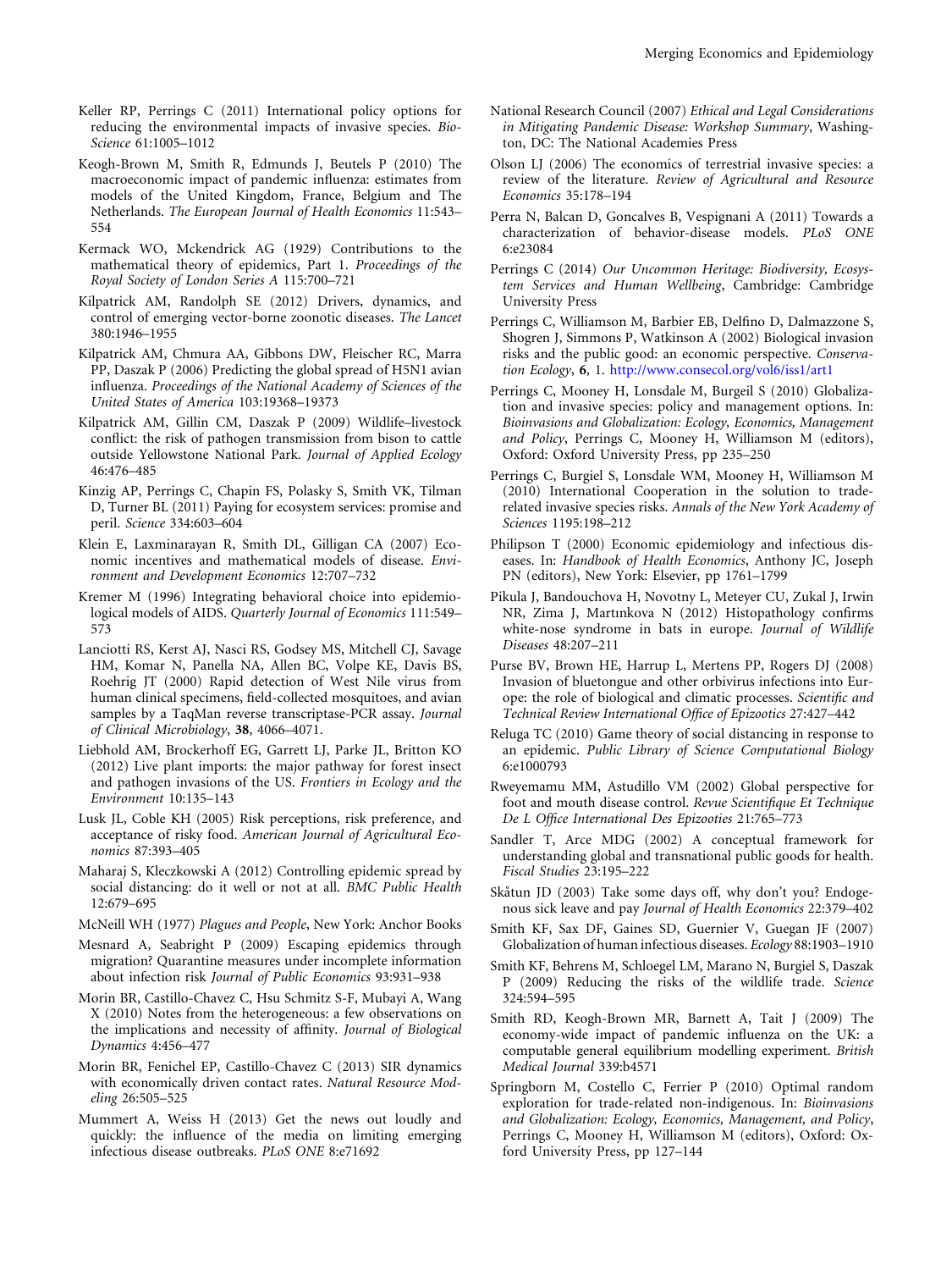Keller RP, Perrings C (2011) International policy options for reducing the environmental impacts of invasive species. *Bio-Science* 61:1005–1012

Keogh-Brown M, Smith R, Edmunds J, Beutels P (2010) The macroeconomic impact of pandemic influenza: estimates from models of the United Kingdom, France, Belgium and The Netherlands. *The European Journal of Health Economics* 11:543–554

Kermack WO, Mckendrick AG (1929) Contributions to the mathematical theory of epidemics, Part 1. *Proceedings of the Royal Society of London Series A* 115:700–721

Kilpatrick AM, Randolph SE (2012) Drivers, dynamics, and control of emerging vector-borne zoonotic diseases. *The Lancet* 380:1946–1955

Kilpatrick AM, Chmura AA, Gibbons DW, Fleischer RC, Marra PP, Daszak P (2006) Predicting the global spread of H5N1 avian influenza. *Proceedings of the National Academy of Sciences of the United States of America* 103:19368–19373

Kilpatrick AM, Gillin CM, Daszak P (2009) Wildlife–livestock conflict: the risk of pathogen transmission from bison to cattle outside Yellowstone National Park. *Journal of Applied Ecology* 46:476–485

Kinzig AP, Perrings C, Chapin FS, Polasky S, Smith VK, Tilman D, Turner BL (2011) Paying for ecosystem services: promise and peril. *Science* 334:603–604

Klein E, Laxminarayan R, Smith DL, Gilligan CA (2007) Economic incentives and mathematical models of disease. *Environment and Development Economics* 12:707–732

Kremer M (1996) Integrating behavioral choice into epidemiological models of AIDS. *Quarterly Journal of Economics* 111:549–573

Lanciotti RS, Kerst AJ, Nasci RS, Godsey MS, Mitchell CJ, Savage HM, Komar N, Panella NA, Allen BC, Volpe KE, Davis BS, Roehrig JT (2000) Rapid detection of West Nile virus from human clinical specimens, field-collected mosquitoes, and avian samples by a TaqMan reverse transcriptase-PCR assay. *Journal of Clinical Microbiology*, **38**, 4066–4071.

Liebhold AM, Brockerhoff EG, Garrett LJ, Parke JL, Britton KO (2012) Live plant imports: the major pathway for forest insect and pathogen invasions of the US. *Frontiers in Ecology and the Environment* 10:135–143

Lusk JL, Coble KH (2005) Risk perceptions, risk preference, and acceptance of risky food. *American Journal of Agricultural Economics* 87:393–405

Maharaj S, Kleczkowski A (2012) Controlling epidemic spread by social distancing: do it well or not at all. *BMC Public Health* 12:679–695

McNeill WH (1977) *Plagues and People*, New York: Anchor Books

Mesnard A, Seabright P (2009) Escaping epidemics through migration? Quarantine measures under incomplete information about infection risk *Journal of Public Economics* 93:931–938

Morin BR, Castillo-Chavez C, Hsu Schmitz S-F, Mubayi A, Wang X (2010) Notes from the heterogeneous: a few observations on the implications and necessity of affinity. *Journal of Biological Dynamics* 4:456–477

Morin BR, Fenichel EP, Castillo-Chavez C (2013) SIR dynamics with economically driven contact rates. *Natural Resource Modeling* 26:505–525

Mummert A, Weiss H (2013) Get the news out loudly and quickly: the influence of the media on limiting emerging infectious disease outbreaks. *PLoS ONE* 8:e71692

National Research Council (2007) *Ethical and Legal Considerations in Mitigating Pandemic Disease: Workshop Summary*, Washington, DC: The National Academies Press

Olson LJ (2006) The economics of terrestrial invasive species: a review of the literature. *Review of Agricultural and Resource Economics* 35:178–194

Perra N, Balcan D, Goncalves B, Vespignani A (2011) Towards a characterization of behavior-disease models. *PLoS ONE* 6:e23084

Perrings C (2014) *Our Uncommon Heritage: Biodiversity, Ecosystem Services and Human Wellbeing*, Cambridge: Cambridge University Press

Perrings C, Williamson M, Barbier EB, Delfino D, Dalmazzone S, Shogren J, Simmons P, Watkinson A (2002) Biological invasion risks and the public good: an economic perspective. *Conservation Ecology*, **6**, 1. http://www.consecol.org/vol6/iss1/art1

Perrings C, Mooney H, Lonsdale M, Burgeil S (2010) Globalization and invasive species: policy and management options. In: *Bioinvasions and Globalization: Ecology, Economics, Management and Policy*, Perrings C, Mooney H, Williamson M (editors), Oxford: Oxford University Press, pp 235–250

Perrings C, Burgiel S, Lonsdale WM, Mooney H, Williamson M (2010) International Cooperation in the solution to trade-related invasive species risks. *Annals of the New York Academy of Sciences* 1195:198–212

Philipson T (2000) Economic epidemiology and infectious diseases. In: *Handbook of Health Economics*, Anthony JC, Joseph PN (editors), New York: Elsevier, pp 1761–1799

Pikula J, Bandouchova H, Novotny L, Meteyer CU, Zukal J, Irwin NR, Zima J, Martınkova N (2012) Histopathology confirms white-nose syndrome in bats in europe. *Journal of Wildlife Diseases* 48:207–211

Purse BV, Brown HE, Harrup L, Mertens PP, Rogers DJ (2008) Invasion of bluetongue and other orbivirus infections into Europe: the role of biological and climatic processes. *Scientific and Technical Review International Office of Epizootics* 27:427–442

Reluga TC (2010) Game theory of social distancing in response to an epidemic. *Public Library of Science Computational Biology* 6:e1000793

Rweyemamu MM, Astudillo VM (2002) Global perspective for foot and mouth disease control. *Revue Scientifique Et Technique De L Office International Des Epizooties* 21:765–773

Sandler T, Arce MDG (2002) A conceptual framework for understanding global and transnational public goods for health. *Fiscal Studies* 23:195–222

Skåtun JD (2003) Take some days off, why don't you? Endogenous sick leave and pay *Journal of Health Economics* 22:379–402

Smith KF, Sax DF, Gaines SD, Guernier V, Guegan JF (2007) Globalization of human infectious diseases. *Ecology* 88:1903–1910

Smith KF, Behrens M, Schloegel LM, Marano N, Burgiel S, Daszak P (2009) Reducing the risks of the wildlife trade. *Science* 324:594–595

Smith RD, Keogh-Brown MR, Barnett A, Tait J (2009) The economy-wide impact of pandemic influenza on the UK: a computable general equilibrium modelling experiment. *British Medical Journal* 339:b4571

Springborn M, Costello C, Ferrier P (2010) Optimal random exploration for trade-related non-indigenous. In: *Bioinvasions and Globalization: Ecology, Economics, Management, and Policy*, Perrings C, Mooney H, Williamson M (editors), Oxford: Oxford University Press, pp 127–144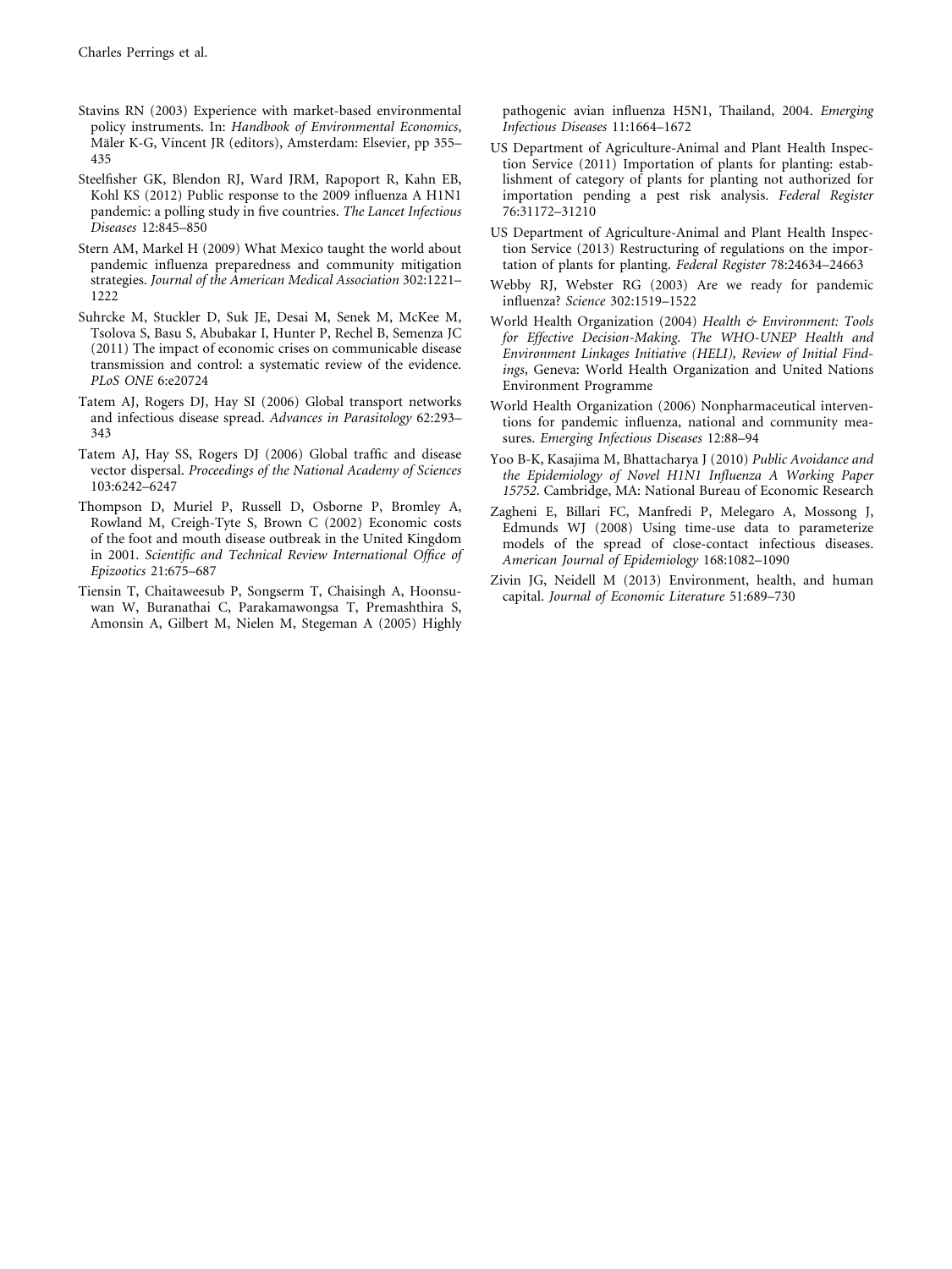Stavins RN (2003) Experience with market-based environmental policy instruments. In: *Handbook of Environmental Economics*, Mäler K-G, Vincent JR (editors), Amsterdam: Elsevier, pp 355–435

Steelfisher GK, Blendon RJ, Ward JRM, Rapoport R, Kahn EB, Kohl KS (2012) Public response to the 2009 influenza A H1N1 pandemic: a polling study in five countries. *The Lancet Infectious Diseases* 12:845–850

Stern AM, Markel H (2009) What Mexico taught the world about pandemic influenza preparedness and community mitigation strategies. *Journal of the American Medical Association* 302:1221–1222

Suhrcke M, Stuckler D, Suk JE, Desai M, Senek M, McKee M, Tsolova S, Basu S, Abubakar I, Hunter P, Rechel B, Semenza JC (2011) The impact of economic crises on communicable disease transmission and control: a systematic review of the evidence. *PLoS ONE* 6:e20724

Tatem AJ, Rogers DJ, Hay SI (2006) Global transport networks and infectious disease spread. *Advances in Parasitology* 62:293–343

Tatem AJ, Hay SS, Rogers DJ (2006) Global traffic and disease vector dispersal. *Proceedings of the National Academy of Sciences* 103:6242–6247

Thompson D, Muriel P, Russell D, Osborne P, Bromley A, Rowland M, Creigh-Tyte S, Brown C (2002) Economic costs of the foot and mouth disease outbreak in the United Kingdom in 2001. *Scientific and Technical Review International Office of Epizootics* 21:675–687

Tiensin T, Chaitaweesub P, Songserm T, Chaisingh A, Hoonsuwan W, Buranathai C, Parakamawongsa T, Premashthira S, Amonsin A, Gilbert M, Nielen M, Stegeman A (2005) Highly pathogenic avian influenza H5N1, Thailand, 2004. *Emerging Infectious Diseases* 11:1664–1672

US Department of Agriculture-Animal and Plant Health Inspection Service (2011) Importation of plants for planting: establishment of category of plants for planting not authorized for importation pending a pest risk analysis. *Federal Register* 76:31172–31210

US Department of Agriculture-Animal and Plant Health Inspection Service (2013) Restructuring of regulations on the importation of plants for planting. *Federal Register* 78:24634–24663

Webby RJ, Webster RG (2003) Are we ready for pandemic influenza? *Science* 302:1519–1522

World Health Organization (2004) *Health & Environment: Tools for Effective Decision-Making. The WHO-UNEP Health and Environment Linkages Initiative (HELI), Review of Initial Findings*, Geneva: World Health Organization and United Nations Environment Programme

World Health Organization (2006) Nonpharmaceutical interventions for pandemic influenza, national and community measures. *Emerging Infectious Diseases* 12:88–94

Yoo B-K, Kasajima M, Bhattacharya J (2010) *Public Avoidance and the Epidemiology of Novel H1N1 Influenza A Working Paper 15752*. Cambridge, MA: National Bureau of Economic Research

Zagheni E, Billari FC, Manfredi P, Melegaro A, Mossong J, Edmunds WJ (2008) Using time-use data to parameterize models of the spread of close-contact infectious diseases. *American Journal of Epidemiology* 168:1082–1090

Zivin JG, Neidell M (2013) Environment, health, and human capital. *Journal of Economic Literature* 51:689–730